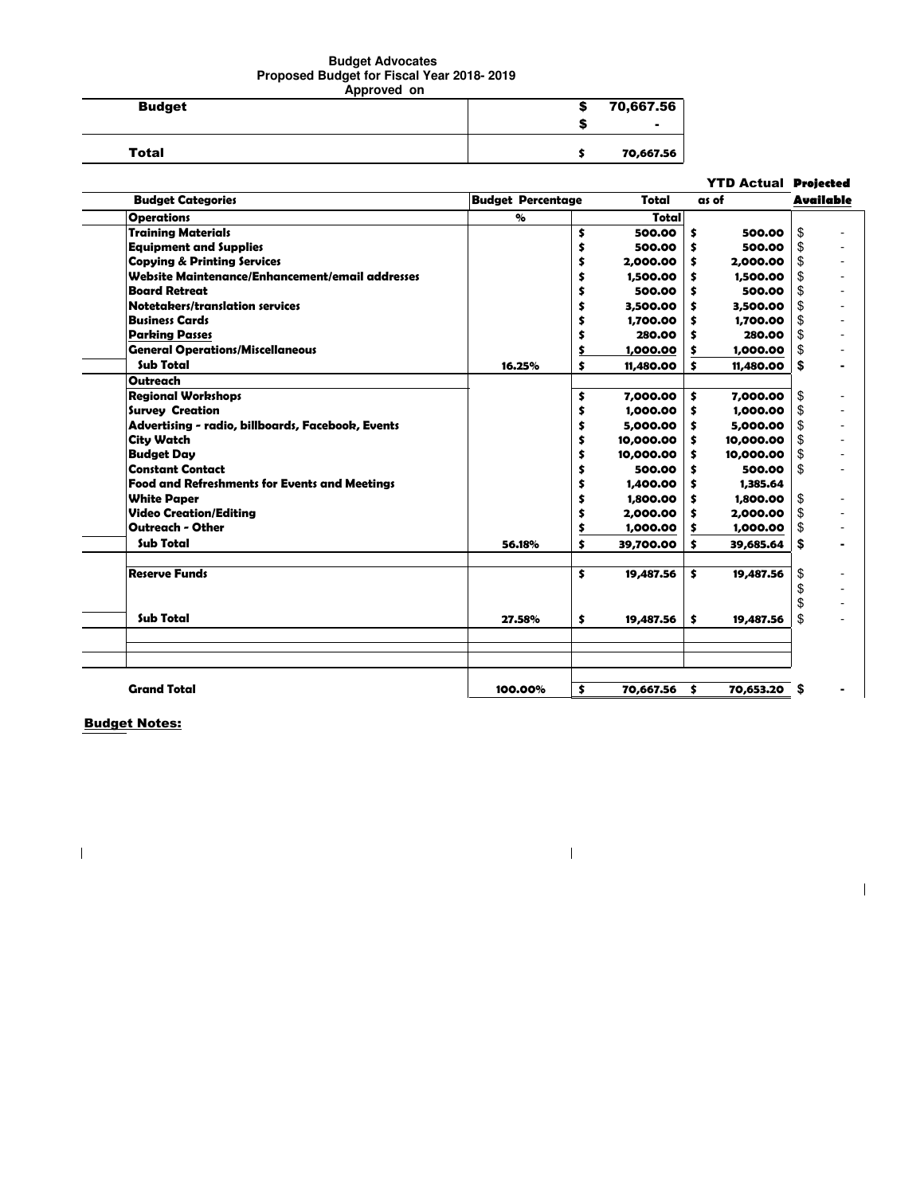**Budget Advocates**
**Proposed Budget for Fiscal Year 2018- 2019**
**Approved on**

| | |
|---|---|
| **Budget** | $ 70,667.56 |
| | $ - |
| **Total** | $ 70,667.56 |

| Budget Categories | Budget Percentage | Total | YTD Actual as of | Projected Available |
|---|---|---|---|---|
| **Operations** | % | Total | | |
| Training Materials | | $ 500.00 | $ 500.00 | $ - |
| Equipment and Supplies | | $ 500.00 | $ 500.00 | $ - |
| Copying & Printing Services | | $ 2,000.00 | $ 2,000.00 | $ - |
| Website Maintenance/Enhancement/email addresses | | $ 1,500.00 | $ 1,500.00 | $ - |
| Board Retreat | | $ 500.00 | $ 500.00 | $ - |
| Notetakers/translation services | | $ 3,500.00 | $ 3,500.00 | $ - |
| Business Cards | | $ 1,700.00 | $ 1,700.00 | $ - |
| Parking Passes | | $ 280.00 | $ 280.00 | $ - |
| General Operations/Miscellaneous | | $ 1,000.00 | $ 1,000.00 | $ - |
| **Sub Total** | 16.25% | $ 11,480.00 | $ 11,480.00 | $ - |
| **Outreach** | | | | |
| Regional Workshops | | $ 7,000.00 | $ 7,000.00 | $ - |
| Survey Creation | | $ 1,000.00 | $ 1,000.00 | $ - |
| Advertising - radio, billboards, Facebook, Events | | $ 5,000.00 | $ 5,000.00 | $ - |
| City Watch | | $ 10,000.00 | $ 10,000.00 | $ - |
| Budget Day | | $ 10,000.00 | $ 10,000.00 | $ - |
| Constant Contact | | $ 500.00 | $ 500.00 | $ - |
| Food and Refreshments for Events and Meetings | | $ 1,400.00 | $ 1,385.64 | |
| White Paper | | $ 1,800.00 | $ 1,800.00 | $ - |
| Video Creation/Editing | | $ 2,000.00 | $ 2,000.00 | $ - |
| Outreach - Other | | $ 1,000.00 | $ 1,000.00 | $ - |
| **Sub Total** | 56.18% | $ 39,700.00 | $ 39,685.64 | $ - |
| Reserve Funds | | $ 19,487.56 | $ 19,487.56 | $ - |
| | | | | $ - |
| | | | | $ - |
| **Sub Total** | 27.58% | $ 19,487.56 | $ 19,487.56 | $ - |
| **Grand Total** | 100.00% | $ 70,667.56 | $ 70,653.20 | $ - |

**Budget Notes:**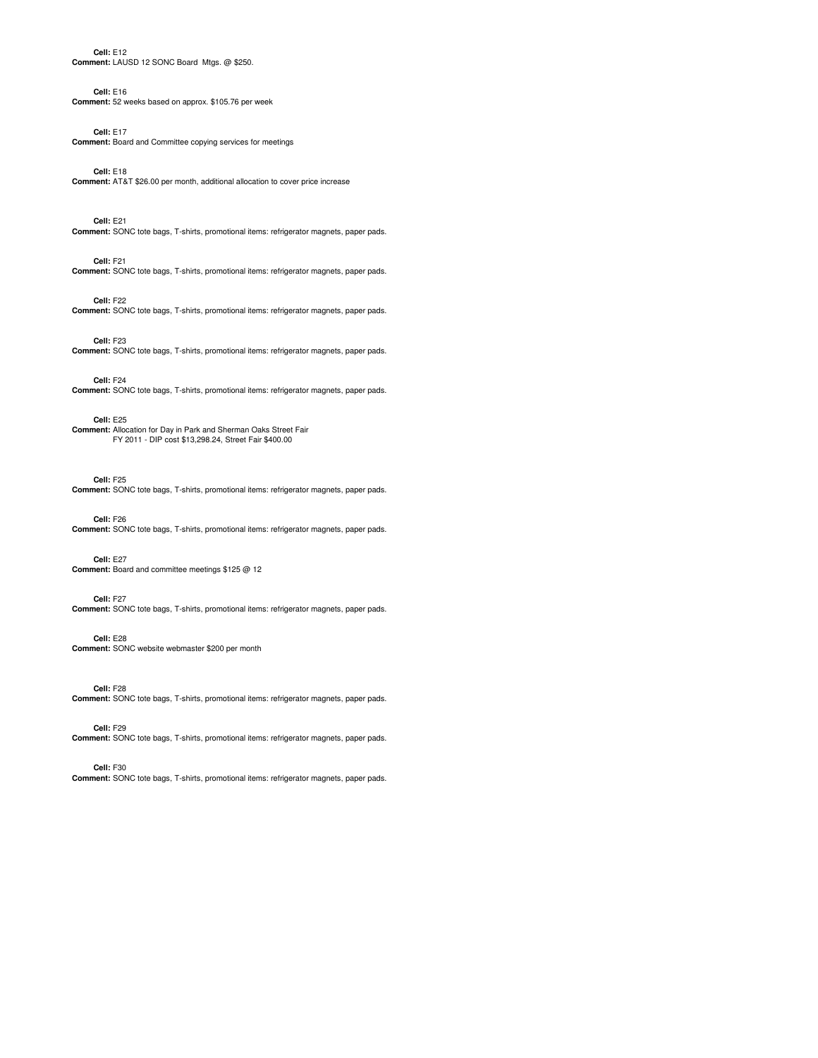**Cell:** E12
**Comment:** LAUSD 12 SONC Board Mtgs. @ $250.

**Cell:** E16
**Comment:** 52 weeks based on approx. $105.76 per week

**Cell:** E17
**Comment:** Board and Committee copying services for meetings

**Cell:** E18
**Comment:** AT&T $26.00 per month, additional allocation to cover price increase

**Cell:** E21
**Comment:** SONC tote bags, T-shirts, promotional items: refrigerator magnets, paper pads.

**Cell:** F21
**Comment:** SONC tote bags, T-shirts, promotional items: refrigerator magnets, paper pads.

**Cell:** F22
**Comment:** SONC tote bags, T-shirts, promotional items: refrigerator magnets, paper pads.

**Cell:** F23
**Comment:** SONC tote bags, T-shirts, promotional items: refrigerator magnets, paper pads.

**Cell:** F24
**Comment:** SONC tote bags, T-shirts, promotional items: refrigerator magnets, paper pads.

**Cell:** E25
**Comment:** Allocation for Day in Park and Sherman Oaks Street Fair
FY 2011 - DIP cost $13,298.24, Street Fair $400.00

**Cell:** F25
**Comment:** SONC tote bags, T-shirts, promotional items: refrigerator magnets, paper pads.

**Cell:** F26
**Comment:** SONC tote bags, T-shirts, promotional items: refrigerator magnets, paper pads.

**Cell:** E27
**Comment:** Board and committee meetings $125 @ 12

**Cell:** F27
**Comment:** SONC tote bags, T-shirts, promotional items: refrigerator magnets, paper pads.

**Cell:** E28
**Comment:** SONC website webmaster $200 per month

**Cell:** F28
**Comment:** SONC tote bags, T-shirts, promotional items: refrigerator magnets, paper pads.

**Cell:** F29
**Comment:** SONC tote bags, T-shirts, promotional items: refrigerator magnets, paper pads.

**Cell:** F30
**Comment:** SONC tote bags, T-shirts, promotional items: refrigerator magnets, paper pads.